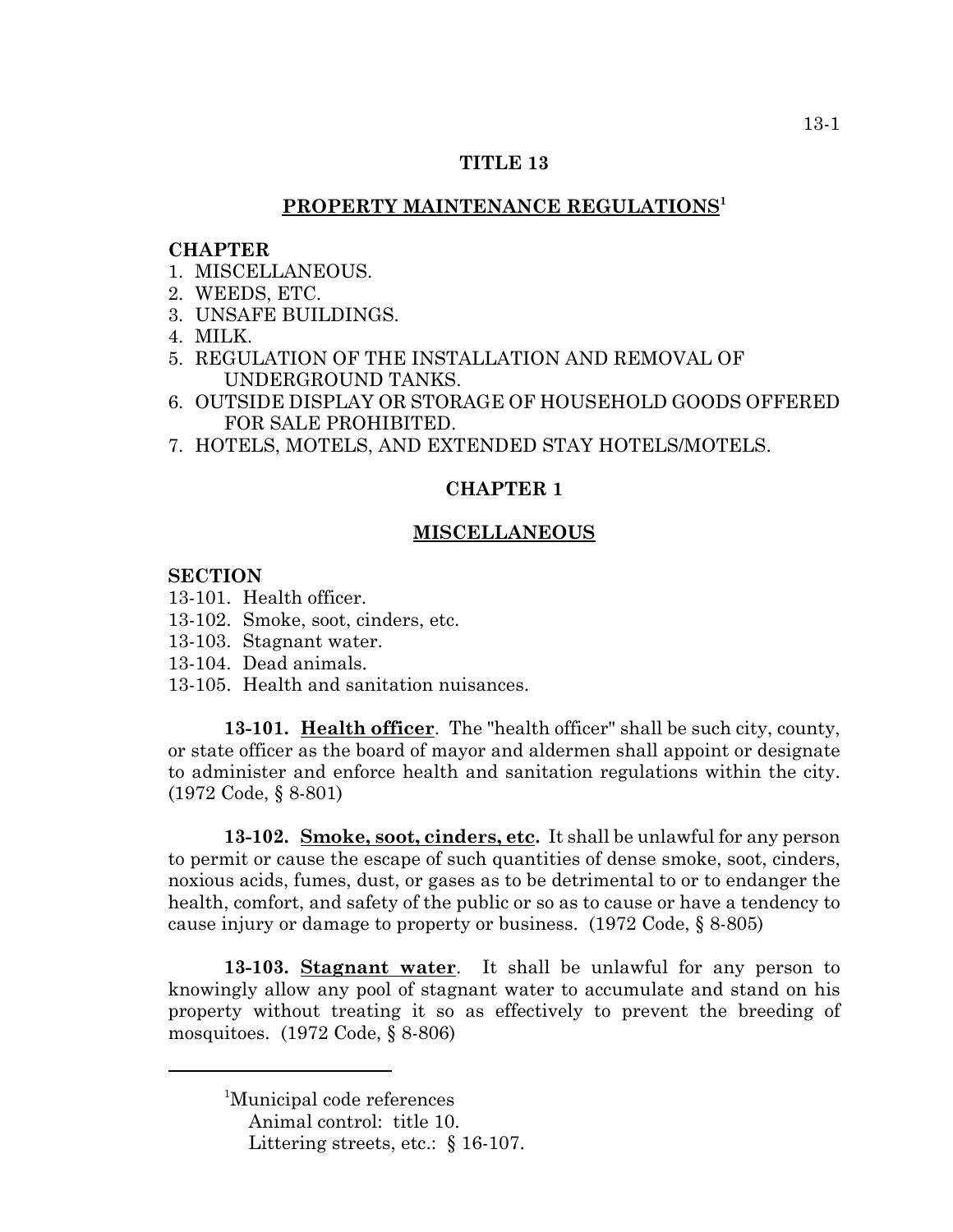# TITLE 13

## PROPERTY MAINTENANCE REGULATIONS[1]

**CHAPTER**

1. MISCELLANEOUS.
2. WEEDS, ETC.
3. UNSAFE BUILDINGS.
4. MILK.
5. REGULATION OF THE INSTALLATION AND REMOVAL OF UNDERGROUND TANKS.
6. OUTSIDE DISPLAY OR STORAGE OF HOUSEHOLD GOODS OFFERED FOR SALE PROHIBITED.
7. HOTELS, MOTELS, AND EXTENDED STAY HOTELS/MOTELS.

## CHAPTER 1

## MISCELLANEOUS

**SECTION**

13-101. Health officer.
13-102. Smoke, soot, cinders, etc.
13-103. Stagnant water.
13-104. Dead animals.
13-105. Health and sanitation nuisances.

**13-101. Health officer**. The "health officer" shall be such city, county, or state officer as the board of mayor and aldermen shall appoint or designate to administer and enforce health and sanitation regulations within the city. (1972 Code, § 8-801)

**13-102. Smoke, soot, cinders, etc.** It shall be unlawful for any person to permit or cause the escape of such quantities of dense smoke, soot, cinders, noxious acids, fumes, dust, or gases as to be detrimental to or to endanger the health, comfort, and safety of the public or so as to cause or have a tendency to cause injury or damage to property or business. (1972 Code, § 8-805)

**13-103. Stagnant water**. It shall be unlawful for any person to knowingly allow any pool of stagnant water to accumulate and stand on his property without treating it so as effectively to prevent the breeding of mosquitoes. (1972 Code, § 8-806)

---

[1]Municipal code references
Animal control: title 10.
Littering streets, etc.: § 16-107.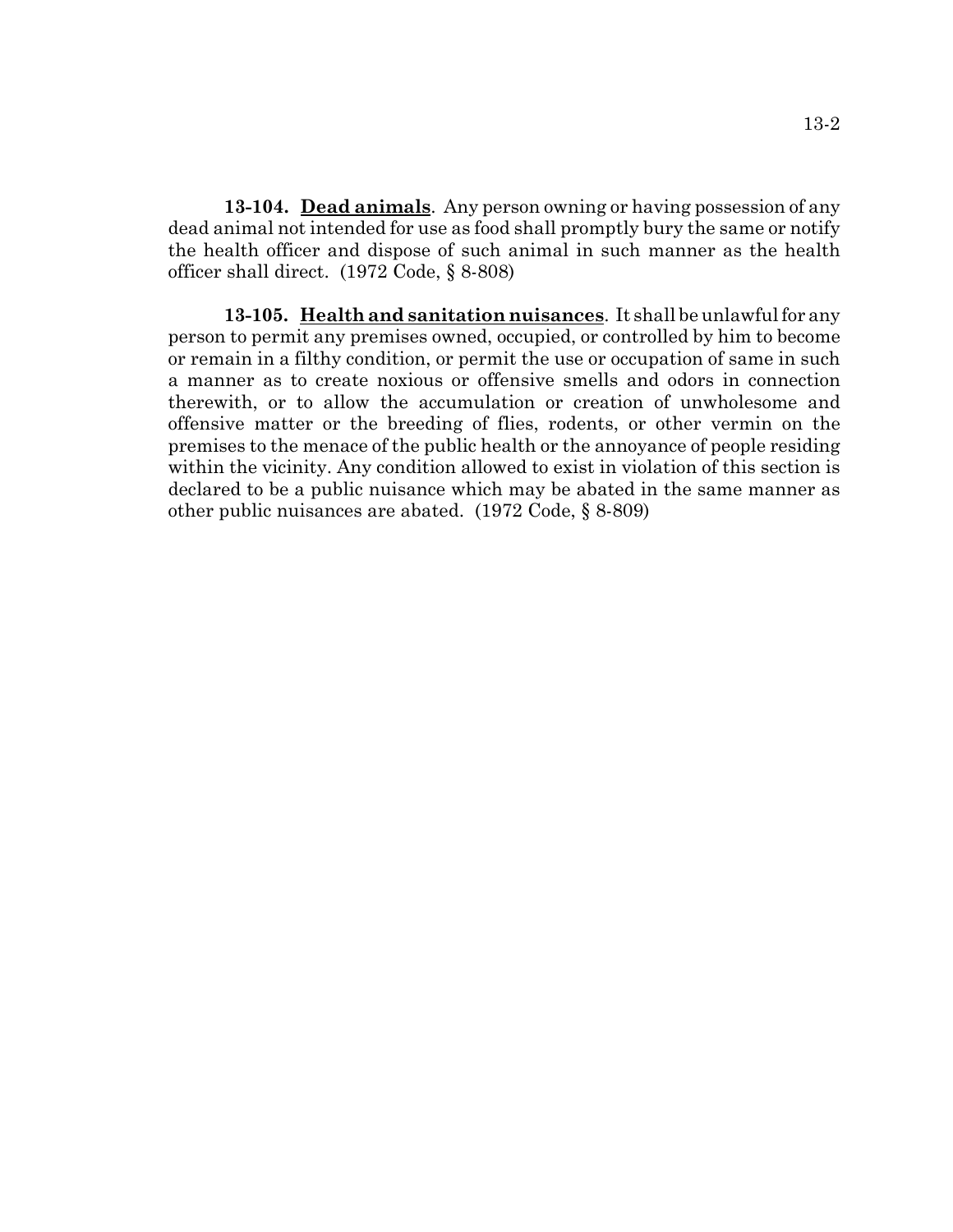**13-104. <u>Dead animals</u>**. Any person owning or having possession of any dead animal not intended for use as food shall promptly bury the same or notify the health officer and dispose of such animal in such manner as the health officer shall direct. (1972 Code, § 8-808)

**13-105. <u>Health and sanitation nuisances</u>**. It shall be unlawful for any person to permit any premises owned, occupied, or controlled by him to become or remain in a filthy condition, or permit the use or occupation of same in such a manner as to create noxious or offensive smells and odors in connection therewith, or to allow the accumulation or creation of unwholesome and offensive matter or the breeding of flies, rodents, or other vermin on the premises to the menace of the public health or the annoyance of people residing within the vicinity. Any condition allowed to exist in violation of this section is declared to be a public nuisance which may be abated in the same manner as other public nuisances are abated. (1972 Code, § 8-809)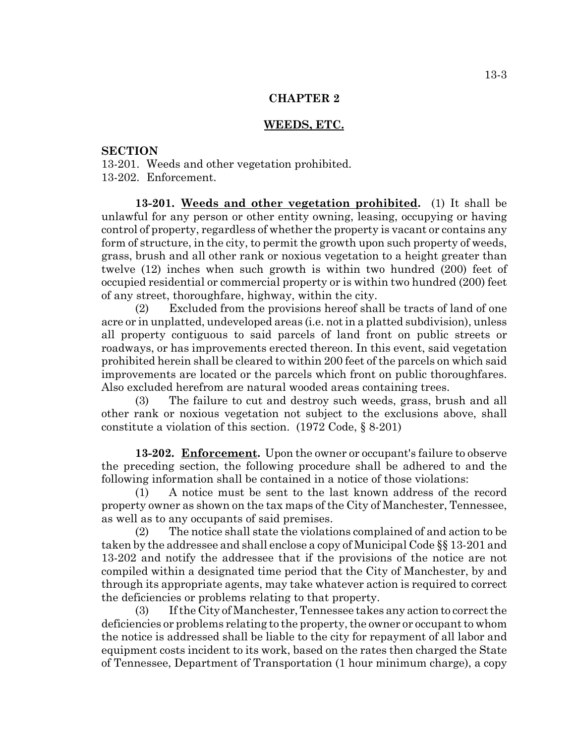# CHAPTER 2

## WEEDS, ETC.

**SECTION**

13-201. Weeds and other vegetation prohibited.
13-202. Enforcement.

**13-201. <u>Weeds and other vegetation prohibited</u>.** (1) It shall be unlawful for any person or other entity owning, leasing, occupying or having control of property, regardless of whether the property is vacant or contains any form of structure, in the city, to permit the growth upon such property of weeds, grass, brush and all other rank or noxious vegetation to a height greater than twelve (12) inches when such growth is within two hundred (200) feet of occupied residential or commercial property or is within two hundred (200) feet of any street, thoroughfare, highway, within the city.

(2) Excluded from the provisions hereof shall be tracts of land of one acre or in unplatted, undeveloped areas (i.e. not in a platted subdivision), unless all property contiguous to said parcels of land front on public streets or roadways, or has improvements erected thereon. In this event, said vegetation prohibited herein shall be cleared to within 200 feet of the parcels on which said improvements are located or the parcels which front on public thoroughfares. Also excluded herefrom are natural wooded areas containing trees.

(3) The failure to cut and destroy such weeds, grass, brush and all other rank or noxious vegetation not subject to the exclusions above, shall constitute a violation of this section. (1972 Code, § 8-201)

**13-202. <u>Enforcement</u>.** Upon the owner or occupant's failure to observe the preceding section, the following procedure shall be adhered to and the following information shall be contained in a notice of those violations:

(1) A notice must be sent to the last known address of the record property owner as shown on the tax maps of the City of Manchester, Tennessee, as well as to any occupants of said premises.

(2) The notice shall state the violations complained of and action to be taken by the addressee and shall enclose a copy of Municipal Code §§ 13-201 and 13-202 and notify the addressee that if the provisions of the notice are not compiled within a designated time period that the City of Manchester, by and through its appropriate agents, may take whatever action is required to correct the deficiencies or problems relating to that property.

(3) If the City of Manchester, Tennessee takes any action to correct the deficiencies or problems relating to the property, the owner or occupant to whom the notice is addressed shall be liable to the city for repayment of all labor and equipment costs incident to its work, based on the rates then charged the State of Tennessee, Department of Transportation (1 hour minimum charge), a copy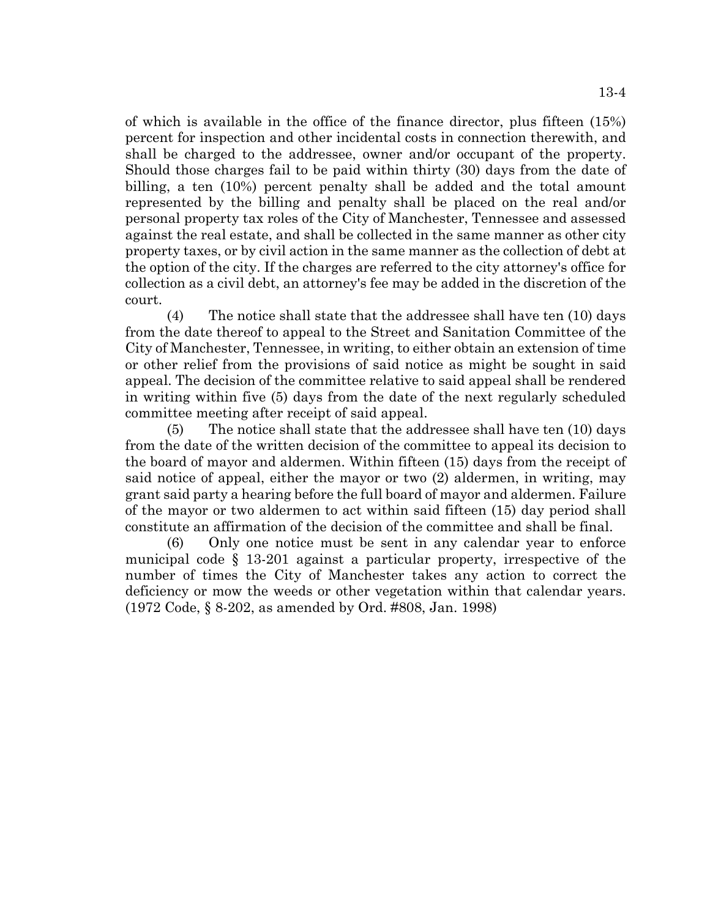of which is available in the office of the finance director, plus fifteen (15%) percent for inspection and other incidental costs in connection therewith, and shall be charged to the addressee, owner and/or occupant of the property. Should those charges fail to be paid within thirty (30) days from the date of billing, a ten (10%) percent penalty shall be added and the total amount represented by the billing and penalty shall be placed on the real and/or personal property tax roles of the City of Manchester, Tennessee and assessed against the real estate, and shall be collected in the same manner as other city property taxes, or by civil action in the same manner as the collection of debt at the option of the city. If the charges are referred to the city attorney's office for collection as a civil debt, an attorney's fee may be added in the discretion of the court.

(4) The notice shall state that the addressee shall have ten (10) days from the date thereof to appeal to the Street and Sanitation Committee of the City of Manchester, Tennessee, in writing, to either obtain an extension of time or other relief from the provisions of said notice as might be sought in said appeal. The decision of the committee relative to said appeal shall be rendered in writing within five (5) days from the date of the next regularly scheduled committee meeting after receipt of said appeal.

(5) The notice shall state that the addressee shall have ten (10) days from the date of the written decision of the committee to appeal its decision to the board of mayor and aldermen. Within fifteen (15) days from the receipt of said notice of appeal, either the mayor or two (2) aldermen, in writing, may grant said party a hearing before the full board of mayor and aldermen. Failure of the mayor or two aldermen to act within said fifteen (15) day period shall constitute an affirmation of the decision of the committee and shall be final.

(6) Only one notice must be sent in any calendar year to enforce municipal code § 13-201 against a particular property, irrespective of the number of times the City of Manchester takes any action to correct the deficiency or mow the weeds or other vegetation within that calendar years. (1972 Code, § 8-202, as amended by Ord. #808, Jan. 1998)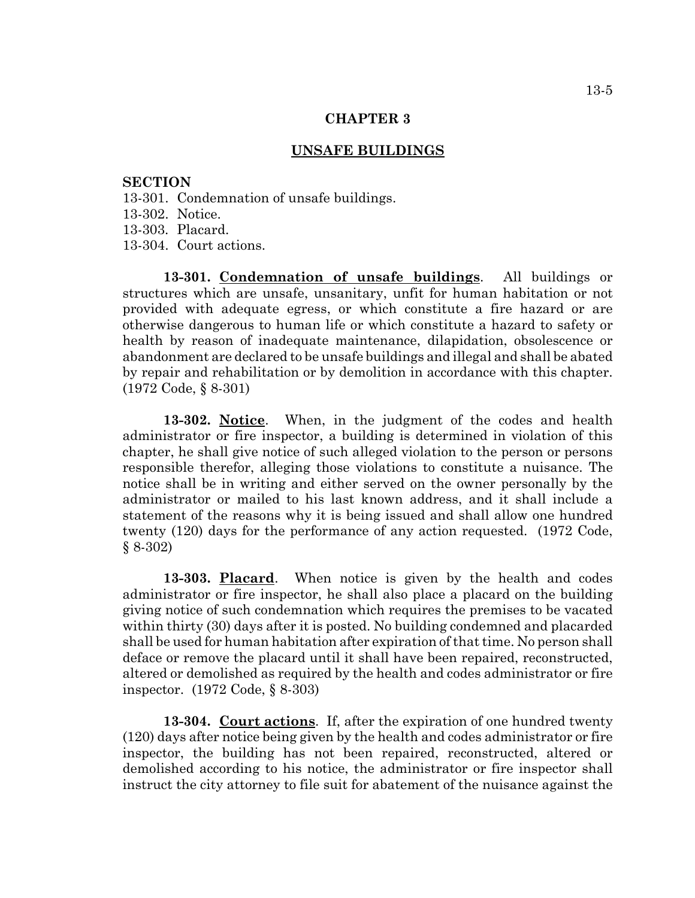# CHAPTER 3

## UNSAFE BUILDINGS

**SECTION**

13-301. Condemnation of unsafe buildings.
13-302. Notice.
13-303. Placard.
13-304. Court actions.

**13-301. Condemnation of unsafe buildings**. All buildings or structures which are unsafe, unsanitary, unfit for human habitation or not provided with adequate egress, or which constitute a fire hazard or are otherwise dangerous to human life or which constitute a hazard to safety or health by reason of inadequate maintenance, dilapidation, obsolescence or abandonment are declared to be unsafe buildings and illegal and shall be abated by repair and rehabilitation or by demolition in accordance with this chapter. (1972 Code, § 8-301)

**13-302. Notice**. When, in the judgment of the codes and health administrator or fire inspector, a building is determined in violation of this chapter, he shall give notice of such alleged violation to the person or persons responsible therefor, alleging those violations to constitute a nuisance. The notice shall be in writing and either served on the owner personally by the administrator or mailed to his last known address, and it shall include a statement of the reasons why it is being issued and shall allow one hundred twenty (120) days for the performance of any action requested. (1972 Code, § 8-302)

**13-303. Placard**. When notice is given by the health and codes administrator or fire inspector, he shall also place a placard on the building giving notice of such condemnation which requires the premises to be vacated within thirty (30) days after it is posted. No building condemned and placarded shall be used for human habitation after expiration of that time. No person shall deface or remove the placard until it shall have been repaired, reconstructed, altered or demolished as required by the health and codes administrator or fire inspector. (1972 Code, § 8-303)

**13-304. Court actions**. If, after the expiration of one hundred twenty (120) days after notice being given by the health and codes administrator or fire inspector, the building has not been repaired, reconstructed, altered or demolished according to his notice, the administrator or fire inspector shall instruct the city attorney to file suit for abatement of the nuisance against the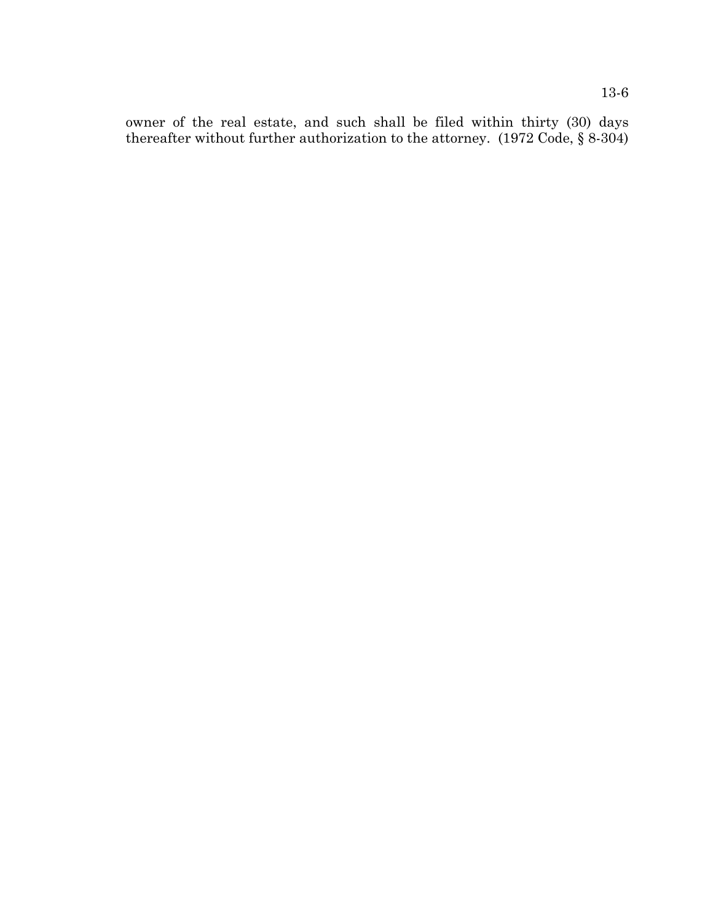owner of the real estate, and such shall be filed within thirty (30) days thereafter without further authorization to the attorney. (1972 Code, § 8-304)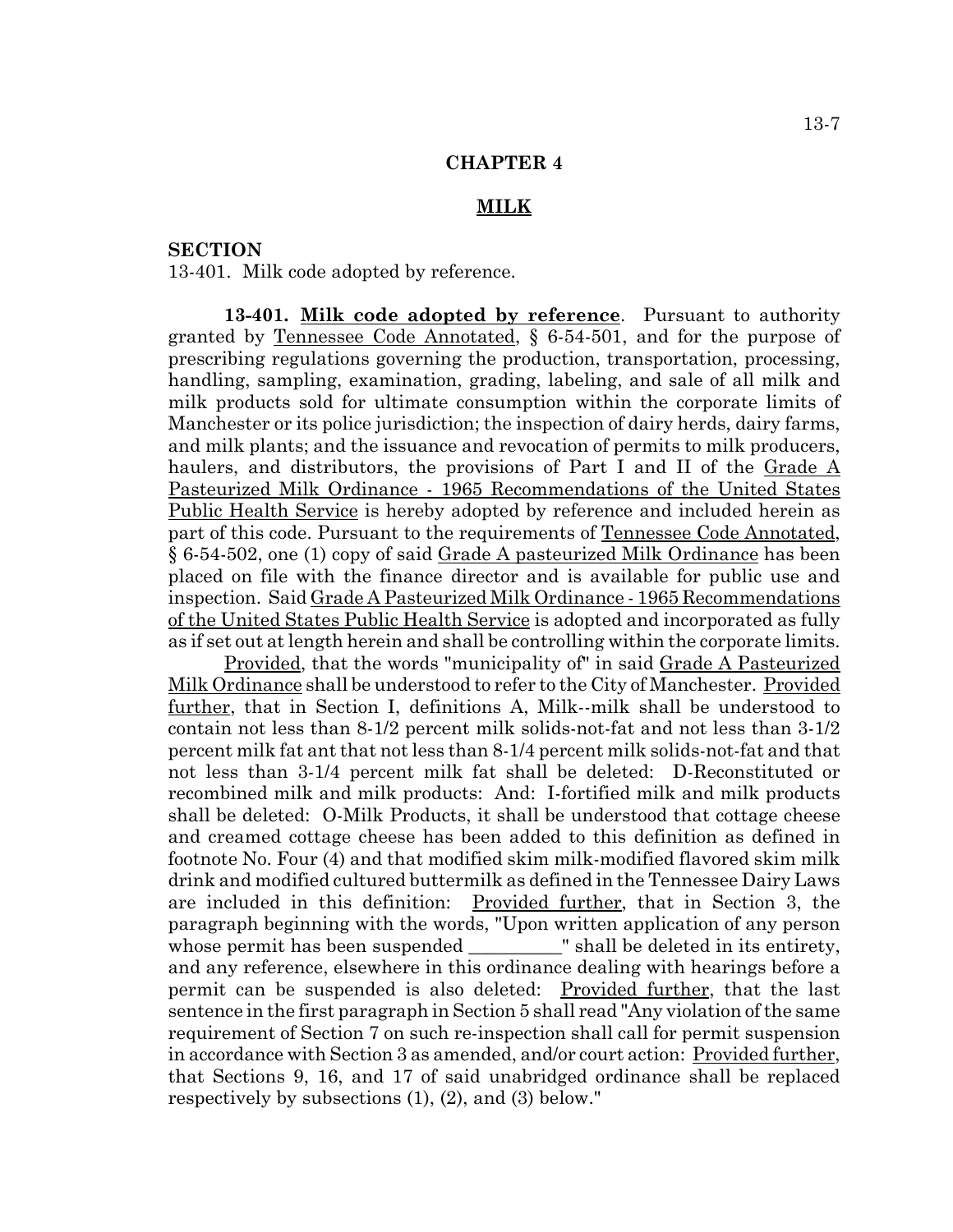## CHAPTER 4

## MILK

**SECTION**

13-401. Milk code adopted by reference.

**13-401. Milk code adopted by reference**. Pursuant to authority granted by Tennessee Code Annotated, § 6-54-501, and for the purpose of prescribing regulations governing the production, transportation, processing, handling, sampling, examination, grading, labeling, and sale of all milk and milk products sold for ultimate consumption within the corporate limits of Manchester or its police jurisdiction; the inspection of dairy herds, dairy farms, and milk plants; and the issuance and revocation of permits to milk producers, haulers, and distributors, the provisions of Part I and II of the Grade A Pasteurized Milk Ordinance - 1965 Recommendations of the United States Public Health Service is hereby adopted by reference and included herein as part of this code. Pursuant to the requirements of Tennessee Code Annotated, § 6-54-502, one (1) copy of said Grade A pasteurized Milk Ordinance has been placed on file with the finance director and is available for public use and inspection. Said Grade A Pasteurized Milk Ordinance - 1965 Recommendations of the United States Public Health Service is adopted and incorporated as fully as if set out at length herein and shall be controlling within the corporate limits.

Provided, that the words "municipality of" in said Grade A Pasteurized Milk Ordinance shall be understood to refer to the City of Manchester. Provided further, that in Section I, definitions A, Milk--milk shall be understood to contain not less than 8-1/2 percent milk solids-not-fat and not less than 3-1/2 percent milk fat ant that not less than 8-1/4 percent milk solids-not-fat and that not less than 3-1/4 percent milk fat shall be deleted: D-Reconstituted or recombined milk and milk products: And: I-fortified milk and milk products shall be deleted: O-Milk Products, it shall be understood that cottage cheese and creamed cottage cheese has been added to this definition as defined in footnote No. Four (4) and that modified skim milk-modified flavored skim milk drink and modified cultured buttermilk as defined in the Tennessee Dairy Laws are included in this definition: Provided further, that in Section 3, the paragraph beginning with the words, "Upon written application of any person whose permit has been suspended __________" shall be deleted in its entirety, and any reference, elsewhere in this ordinance dealing with hearings before a permit can be suspended is also deleted: Provided further, that the last sentence in the first paragraph in Section 5 shall read "Any violation of the same requirement of Section 7 on such re-inspection shall call for permit suspension in accordance with Section 3 as amended, and/or court action: Provided further, that Sections 9, 16, and 17 of said unabridged ordinance shall be replaced respectively by subsections (1), (2), and (3) below."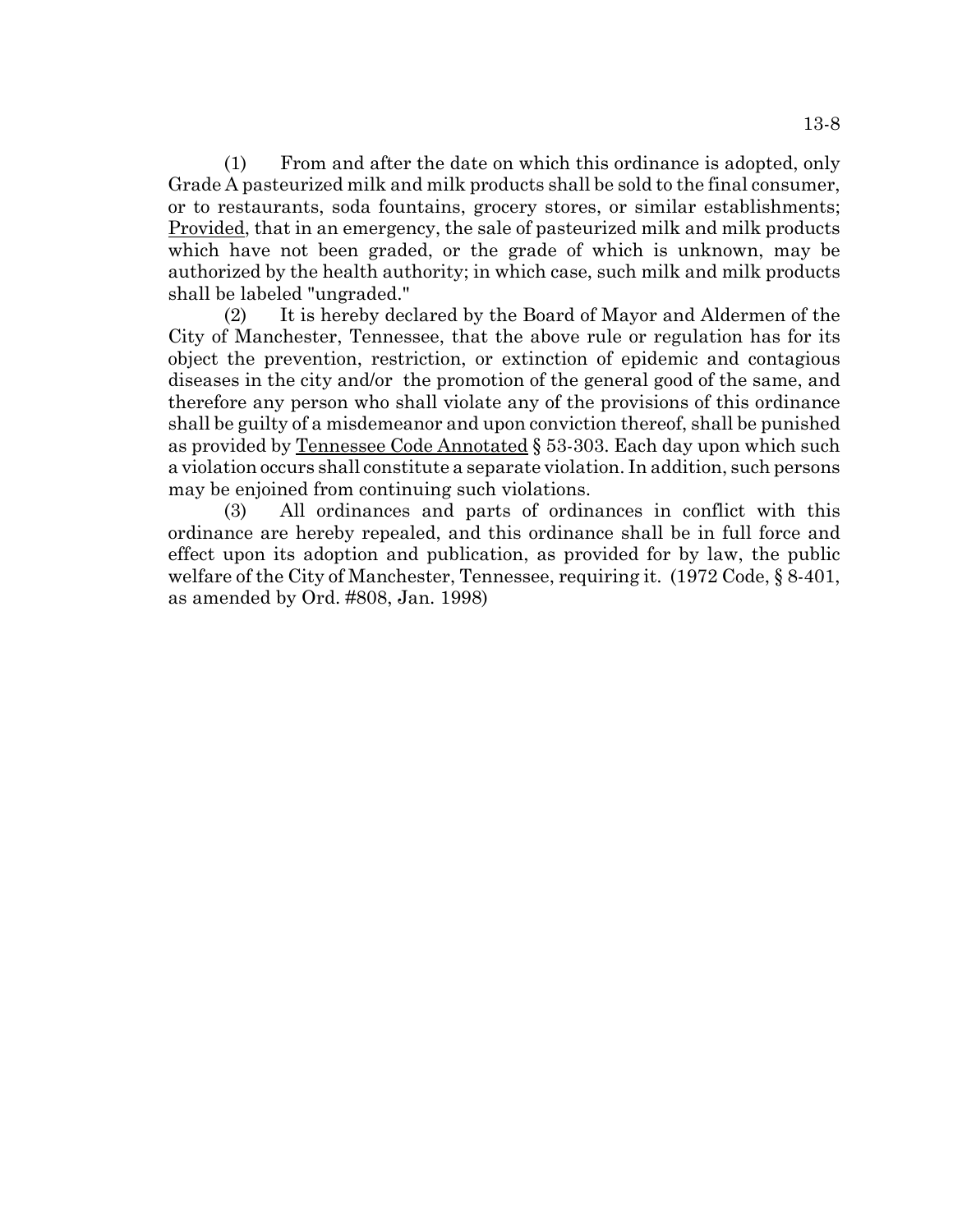(1) From and after the date on which this ordinance is adopted, only Grade A pasteurized milk and milk products shall be sold to the final consumer, or to restaurants, soda fountains, grocery stores, or similar establishments; Provided, that in an emergency, the sale of pasteurized milk and milk products which have not been graded, or the grade of which is unknown, may be authorized by the health authority; in which case, such milk and milk products shall be labeled "ungraded."

(2) It is hereby declared by the Board of Mayor and Aldermen of the City of Manchester, Tennessee, that the above rule or regulation has for its object the prevention, restriction, or extinction of epidemic and contagious diseases in the city and/or the promotion of the general good of the same, and therefore any person who shall violate any of the provisions of this ordinance shall be guilty of a misdemeanor and upon conviction thereof, shall be punished as provided by Tennessee Code Annotated § 53-303. Each day upon which such a violation occurs shall constitute a separate violation. In addition, such persons may be enjoined from continuing such violations.

(3) All ordinances and parts of ordinances in conflict with this ordinance are hereby repealed, and this ordinance shall be in full force and effect upon its adoption and publication, as provided for by law, the public welfare of the City of Manchester, Tennessee, requiring it. (1972 Code, § 8-401, as amended by Ord. #808, Jan. 1998)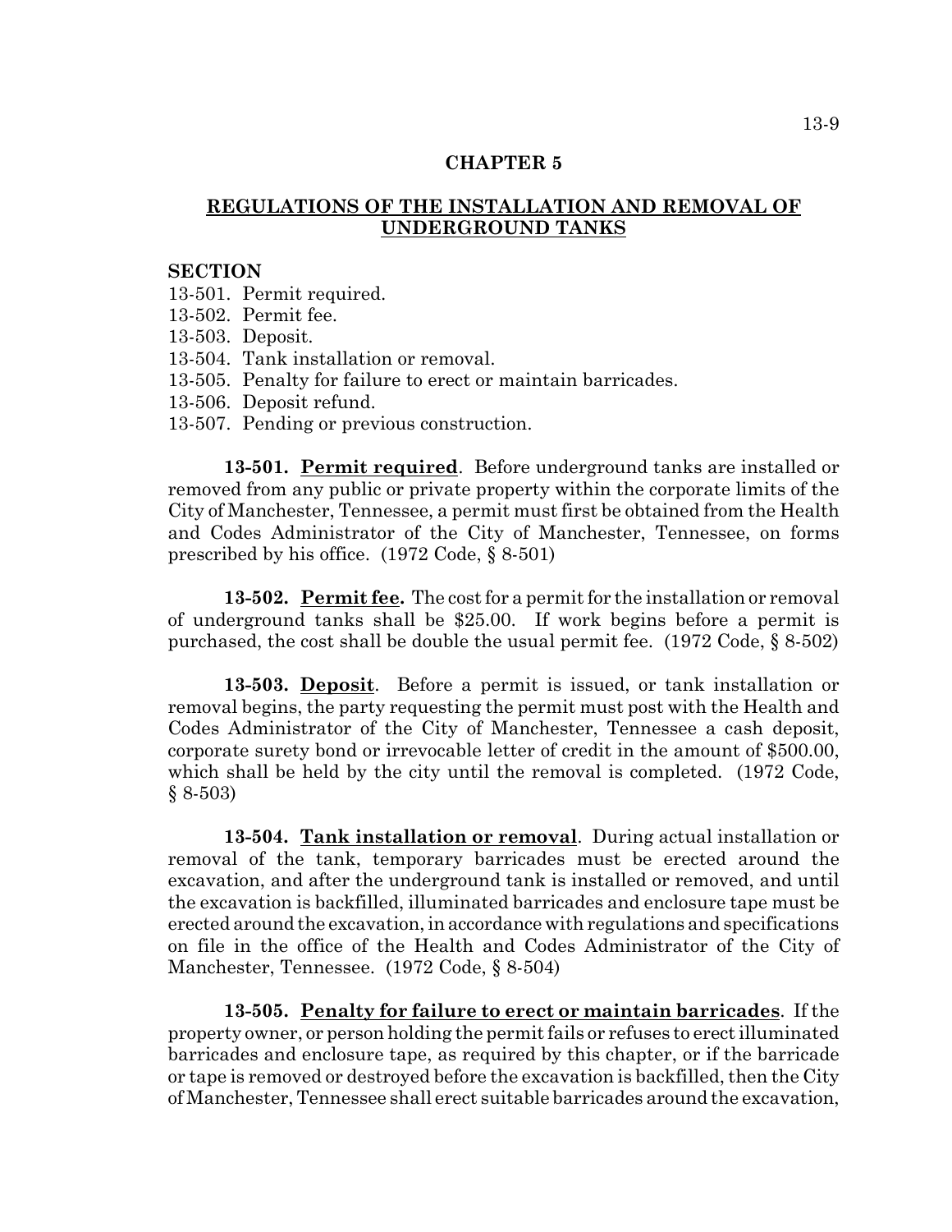# CHAPTER 5

## REGULATIONS OF THE INSTALLATION AND REMOVAL OF UNDERGROUND TANKS

**SECTION**

13-501. Permit required.
13-502. Permit fee.
13-503. Deposit.
13-504. Tank installation or removal.
13-505. Penalty for failure to erect or maintain barricades.
13-506. Deposit refund.
13-507. Pending or previous construction.

**13-501. Permit required**. Before underground tanks are installed or removed from any public or private property within the corporate limits of the City of Manchester, Tennessee, a permit must first be obtained from the Health and Codes Administrator of the City of Manchester, Tennessee, on forms prescribed by his office. (1972 Code, § 8-501)

**13-502. Permit fee.** The cost for a permit for the installation or removal of underground tanks shall be $25.00. If work begins before a permit is purchased, the cost shall be double the usual permit fee. (1972 Code, § 8-502)

**13-503. Deposit**. Before a permit is issued, or tank installation or removal begins, the party requesting the permit must post with the Health and Codes Administrator of the City of Manchester, Tennessee a cash deposit, corporate surety bond or irrevocable letter of credit in the amount of $500.00, which shall be held by the city until the removal is completed. (1972 Code, § 8-503)

**13-504. Tank installation or removal**. During actual installation or removal of the tank, temporary barricades must be erected around the excavation, and after the underground tank is installed or removed, and until the excavation is backfilled, illuminated barricades and enclosure tape must be erected around the excavation, in accordance with regulations and specifications on file in the office of the Health and Codes Administrator of the City of Manchester, Tennessee. (1972 Code, § 8-504)

**13-505. Penalty for failure to erect or maintain barricades**. If the property owner, or person holding the permit fails or refuses to erect illuminated barricades and enclosure tape, as required by this chapter, or if the barricade or tape is removed or destroyed before the excavation is backfilled, then the City of Manchester, Tennessee shall erect suitable barricades around the excavation,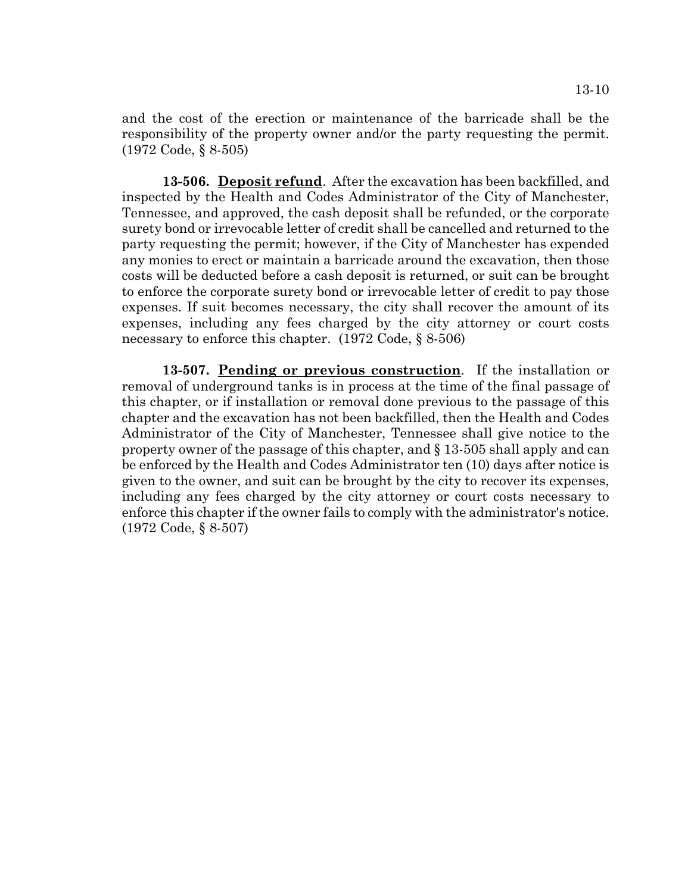and the cost of the erection or maintenance of the barricade shall be the responsibility of the property owner and/or the party requesting the permit. (1972 Code, § 8-505)

**13-506. <u>Deposit refund</u>**. After the excavation has been backfilled, and inspected by the Health and Codes Administrator of the City of Manchester, Tennessee, and approved, the cash deposit shall be refunded, or the corporate surety bond or irrevocable letter of credit shall be cancelled and returned to the party requesting the permit; however, if the City of Manchester has expended any monies to erect or maintain a barricade around the excavation, then those costs will be deducted before a cash deposit is returned, or suit can be brought to enforce the corporate surety bond or irrevocable letter of credit to pay those expenses. If suit becomes necessary, the city shall recover the amount of its expenses, including any fees charged by the city attorney or court costs necessary to enforce this chapter. (1972 Code, § 8-506)

**13-507. <u>Pending or previous construction</u>**. If the installation or removal of underground tanks is in process at the time of the final passage of this chapter, or if installation or removal done previous to the passage of this chapter and the excavation has not been backfilled, then the Health and Codes Administrator of the City of Manchester, Tennessee shall give notice to the property owner of the passage of this chapter, and § 13-505 shall apply and can be enforced by the Health and Codes Administrator ten (10) days after notice is given to the owner, and suit can be brought by the city to recover its expenses, including any fees charged by the city attorney or court costs necessary to enforce this chapter if the owner fails to comply with the administrator's notice. (1972 Code, § 8-507)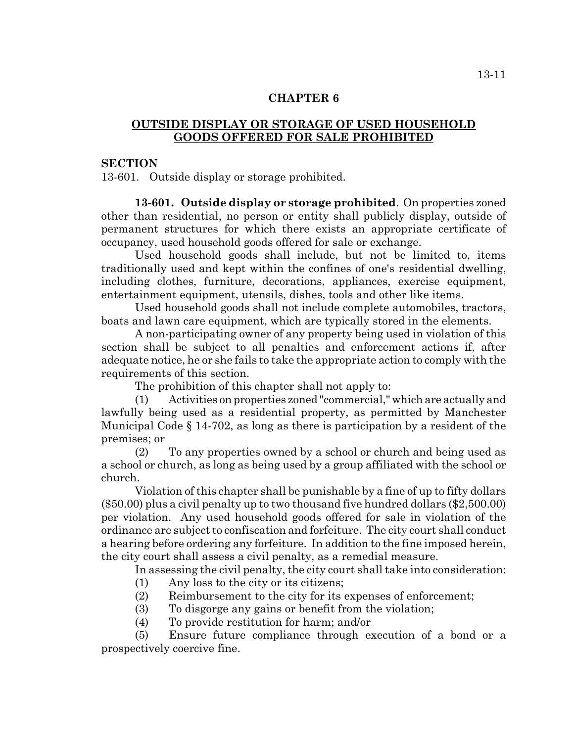## CHAPTER 6

## OUTSIDE DISPLAY OR STORAGE OF USED HOUSEHOLD GOODS OFFERED FOR SALE PROHIBITED

**SECTION**

13-601. Outside display or storage prohibited.

**13-601. Outside display or storage prohibited**. On properties zoned other than residential, no person or entity shall publicly display, outside of permanent structures for which there exists an appropriate certificate of occupancy, used household goods offered for sale or exchange.

Used household goods shall include, but not be limited to, items traditionally used and kept within the confines of one's residential dwelling, including clothes, furniture, decorations, appliances, exercise equipment, entertainment equipment, utensils, dishes, tools and other like items.

Used household goods shall not include complete automobiles, tractors, boats and lawn care equipment, which are typically stored in the elements.

A non-participating owner of any property being used in violation of this section shall be subject to all penalties and enforcement actions if, after adequate notice, he or she fails to take the appropriate action to comply with the requirements of this section.

The prohibition of this chapter shall not apply to:

(1) Activities on properties zoned "commercial," which are actually and lawfully being used as a residential property, as permitted by Manchester Municipal Code § 14-702, as long as there is participation by a resident of the premises; or

(2) To any properties owned by a school or church and being used as a school or church, as long as being used by a group affiliated with the school or church.

Violation of this chapter shall be punishable by a fine of up to fifty dollars ($50.00) plus a civil penalty up to two thousand five hundred dollars ($2,500.00) per violation. Any used household goods offered for sale in violation of the ordinance are subject to confiscation and forfeiture. The city court shall conduct a hearing before ordering any forfeiture. In addition to the fine imposed herein, the city court shall assess a civil penalty, as a remedial measure.

In assessing the civil penalty, the city court shall take into consideration:

(1) Any loss to the city or its citizens;

(2) Reimbursement to the city for its expenses of enforcement;

(3) To disgorge any gains or benefit from the violation;

(4) To provide restitution for harm; and/or

(5) Ensure future compliance through execution of a bond or a prospectively coercive fine.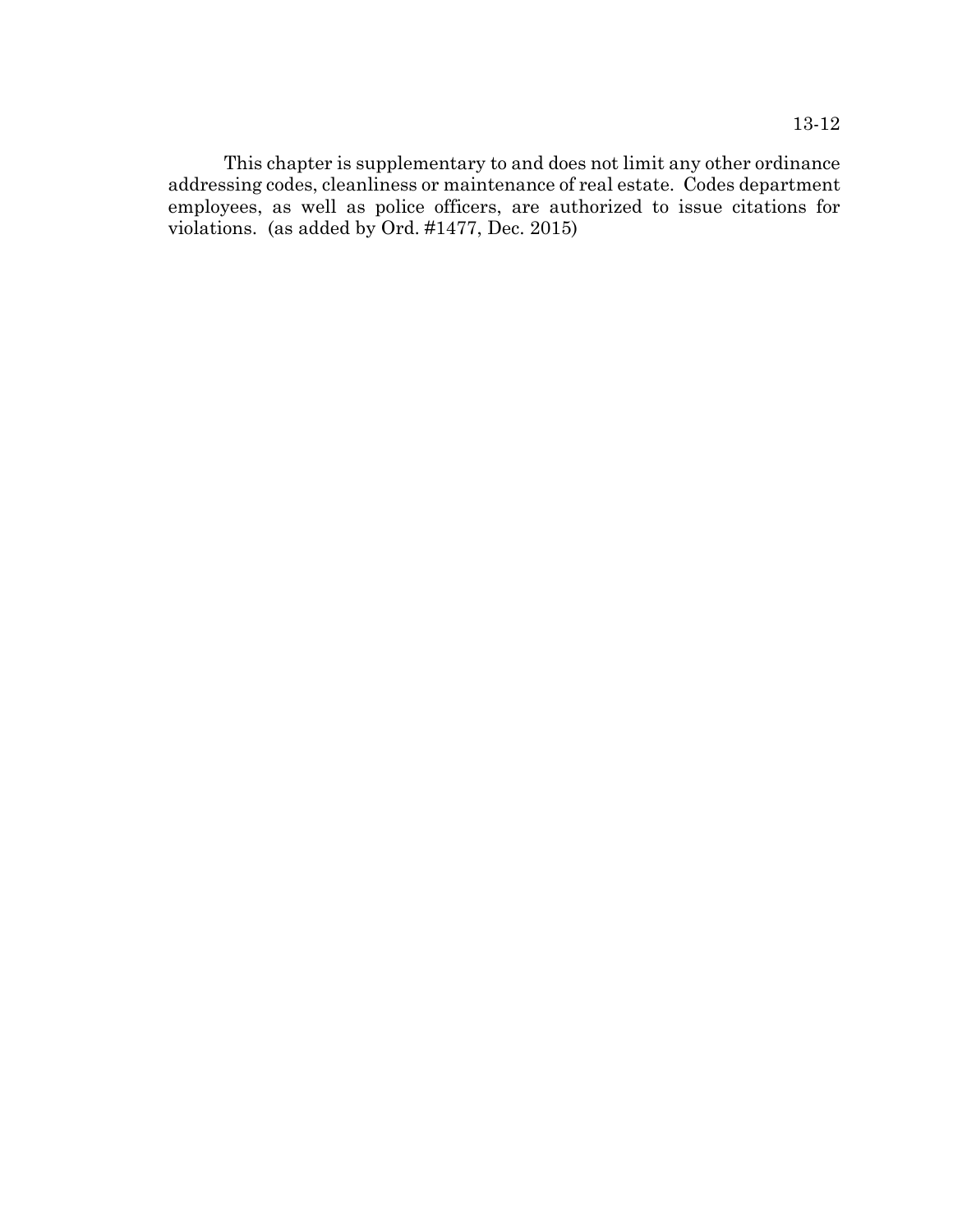This chapter is supplementary to and does not limit any other ordinance addressing codes, cleanliness or maintenance of real estate. Codes department employees, as well as police officers, are authorized to issue citations for violations. (as added by Ord. #1477, Dec. 2015)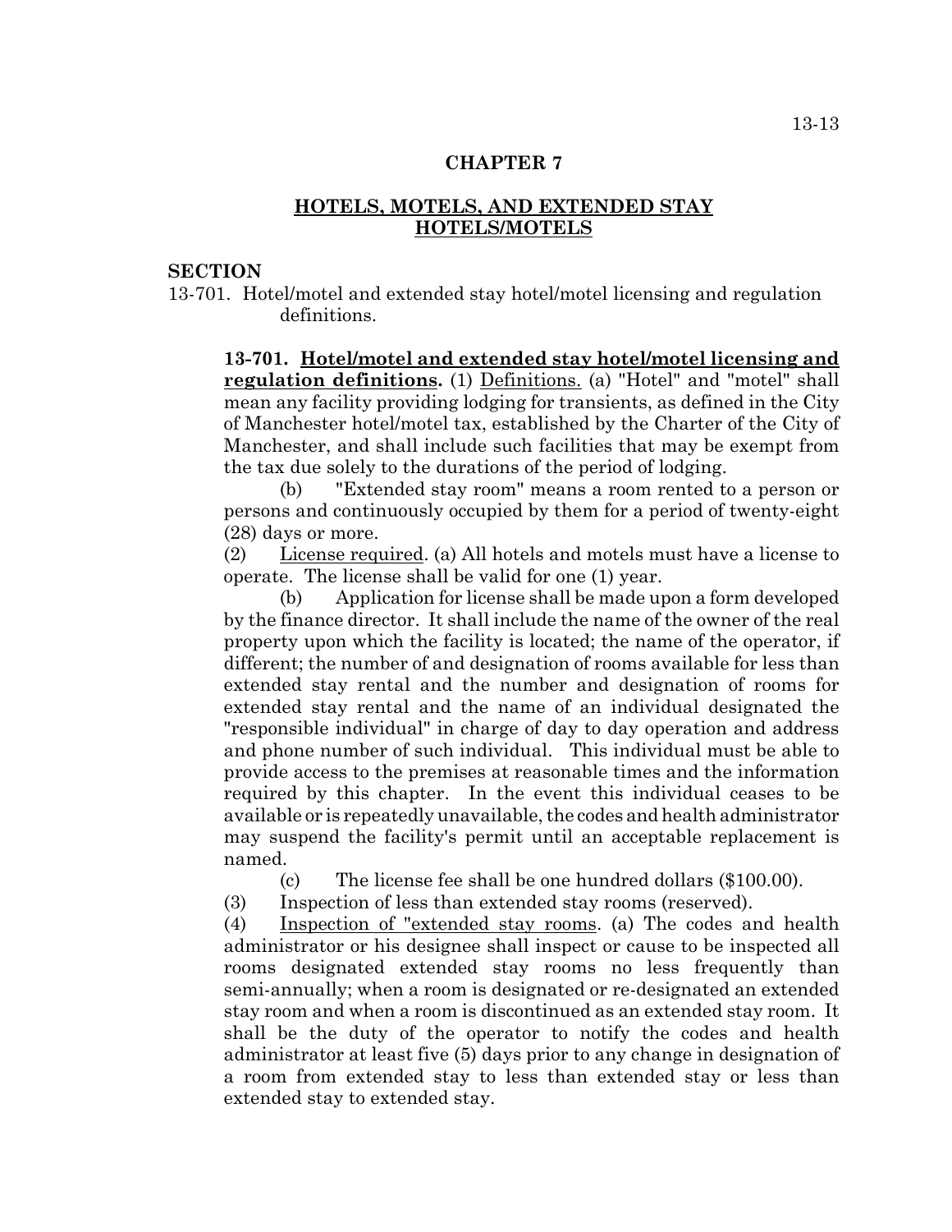## CHAPTER 7

## HOTELS, MOTELS, AND EXTENDED STAY HOTELS/MOTELS

**SECTION**

13-701. Hotel/motel and extended stay hotel/motel licensing and regulation definitions.

**13-701. Hotel/motel and extended stay hotel/motel licensing and regulation definitions.** (1) Definitions. (a) "Hotel" and "motel" shall mean any facility providing lodging for transients, as defined in the City of Manchester hotel/motel tax, established by the Charter of the City of Manchester, and shall include such facilities that may be exempt from the tax due solely to the durations of the period of lodging.

(b) "Extended stay room" means a room rented to a person or persons and continuously occupied by them for a period of twenty-eight (28) days or more.

(2) License required. (a) All hotels and motels must have a license to operate. The license shall be valid for one (1) year.

(b) Application for license shall be made upon a form developed by the finance director. It shall include the name of the owner of the real property upon which the facility is located; the name of the operator, if different; the number of and designation of rooms available for less than extended stay rental and the number and designation of rooms for extended stay rental and the name of an individual designated the "responsible individual" in charge of day to day operation and address and phone number of such individual. This individual must be able to provide access to the premises at reasonable times and the information required by this chapter. In the event this individual ceases to be available or is repeatedly unavailable, the codes and health administrator may suspend the facility's permit until an acceptable replacement is named.

(c) The license fee shall be one hundred dollars ($100.00).

(3) Inspection of less than extended stay rooms (reserved).

(4) Inspection of "extended stay rooms. (a) The codes and health administrator or his designee shall inspect or cause to be inspected all rooms designated extended stay rooms no less frequently than semi-annually; when a room is designated or re-designated an extended stay room and when a room is discontinued as an extended stay room. It shall be the duty of the operator to notify the codes and health administrator at least five (5) days prior to any change in designation of a room from extended stay to less than extended stay or less than extended stay to extended stay.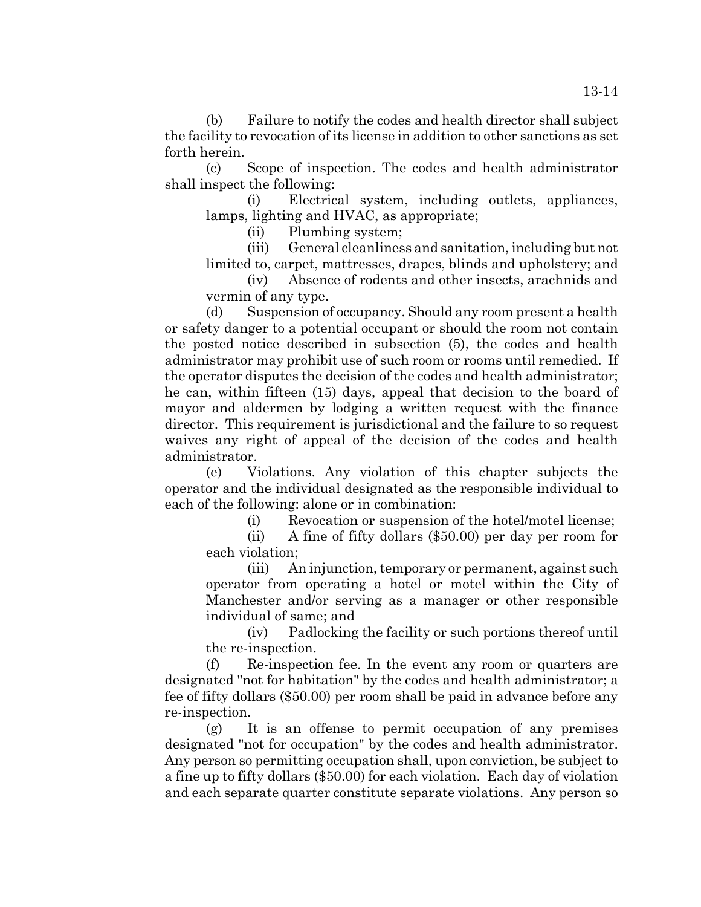(b) Failure to notify the codes and health director shall subject the facility to revocation of its license in addition to other sanctions as set forth herein.

(c) Scope of inspection. The codes and health administrator shall inspect the following:

(i) Electrical system, including outlets, appliances, lamps, lighting and HVAC, as appropriate;

(ii) Plumbing system;

(iii) General cleanliness and sanitation, including but not limited to, carpet, mattresses, drapes, blinds and upholstery; and

(iv) Absence of rodents and other insects, arachnids and vermin of any type.

(d) Suspension of occupancy. Should any room present a health or safety danger to a potential occupant or should the room not contain the posted notice described in subsection (5), the codes and health administrator may prohibit use of such room or rooms until remedied. If the operator disputes the decision of the codes and health administrator; he can, within fifteen (15) days, appeal that decision to the board of mayor and aldermen by lodging a written request with the finance director. This requirement is jurisdictional and the failure to so request waives any right of appeal of the decision of the codes and health administrator.

(e) Violations. Any violation of this chapter subjects the operator and the individual designated as the responsible individual to each of the following: alone or in combination:

(i) Revocation or suspension of the hotel/motel license;

(ii) A fine of fifty dollars ($50.00) per day per room for each violation;

(iii) An injunction, temporary or permanent, against such operator from operating a hotel or motel within the City of Manchester and/or serving as a manager or other responsible individual of same; and

(iv) Padlocking the facility or such portions thereof until the re-inspection.

(f) Re-inspection fee. In the event any room or quarters are designated "not for habitation" by the codes and health administrator; a fee of fifty dollars ($50.00) per room shall be paid in advance before any re-inspection.

(g) It is an offense to permit occupation of any premises designated "not for occupation" by the codes and health administrator. Any person so permitting occupation shall, upon conviction, be subject to a fine up to fifty dollars ($50.00) for each violation. Each day of violation and each separate quarter constitute separate violations. Any person so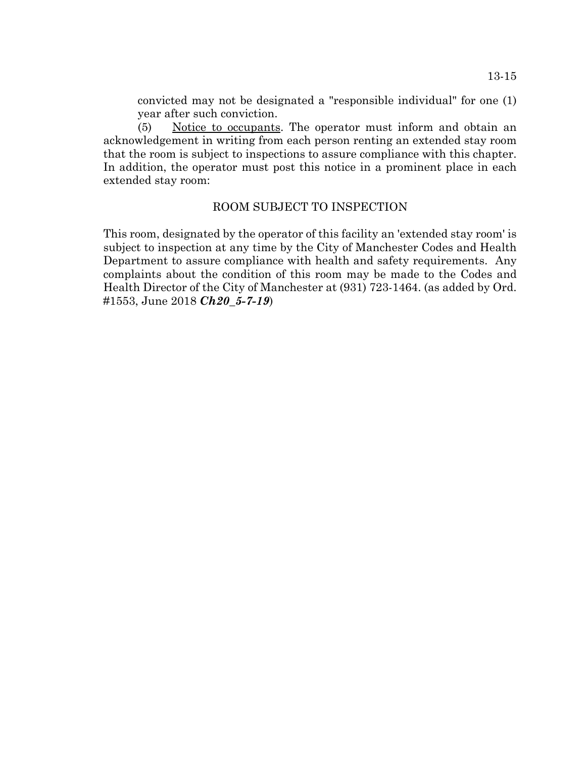convicted may not be designated a "responsible individual" for one (1) year after such conviction.

(5) Notice to occupants. The operator must inform and obtain an acknowledgement in writing from each person renting an extended stay room that the room is subject to inspections to assure compliance with this chapter. In addition, the operator must post this notice in a prominent place in each extended stay room:

ROOM SUBJECT TO INSPECTION

This room, designated by the operator of this facility an 'extended stay room' is subject to inspection at any time by the City of Manchester Codes and Health Department to assure compliance with health and safety requirements. Any complaints about the condition of this room may be made to the Codes and Health Director of the City of Manchester at (931) 723-1464. (as added by Ord. #1553, June 2018 ***Ch20_5-7-19***)